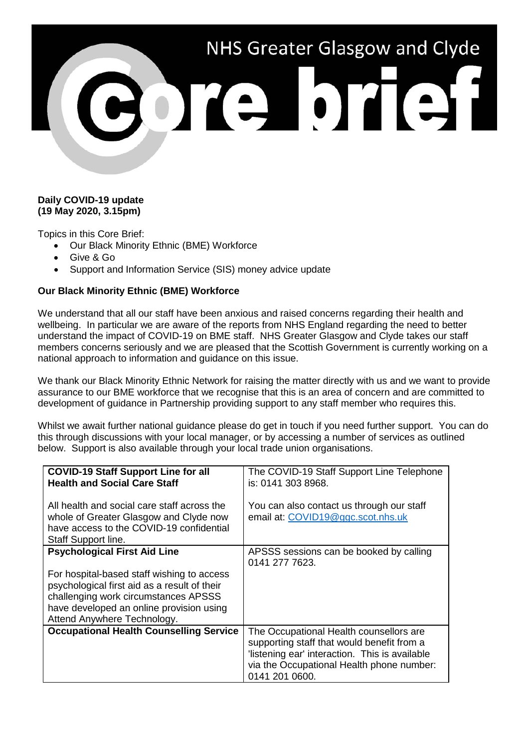# NHS Greater Glasgow and Clyde

# Core brief

**Daily COVID-19 update**
**(19 May 2020, 3.15pm)**

Topics in this Core Brief:

- Our Black Minority Ethnic (BME) Workforce
- Give & Go
- Support and Information Service (SIS) money advice update

**Our Black Minority Ethnic (BME) Workforce**

We understand that all our staff have been anxious and raised concerns regarding their health and wellbeing. In particular we are aware of the reports from NHS England regarding the need to better understand the impact of COVID-19 on BME staff. NHS Greater Glasgow and Clyde takes our staff members concerns seriously and we are pleased that the Scottish Government is currently working on a national approach to information and guidance on this issue.

We thank our Black Minority Ethnic Network for raising the matter directly with us and we want to provide assurance to our BME workforce that we recognise that this is an area of concern and are committed to development of guidance in Partnership providing support to any staff member who requires this.

Whilst we await further national guidance please do get in touch if you need further support. You can do this through discussions with your local manager, or by accessing a number of services as outlined below. Support is also available through your local trade union organisations.

| | |
|---|---|
| **COVID-19 Staff Support Line for all Health and Social Care Staff**<br><br>All health and social care staff across the whole of Greater Glasgow and Clyde now have access to the COVID-19 confidential Staff Support line. | The COVID-19 Staff Support Line Telephone is: 0141 303 8968.<br><br>You can also contact us through our staff email at: COVID19@ggc.scot.nhs.uk |
| **Psychological First Aid Line**<br><br>For hospital-based staff wishing to access psychological first aid as a result of their challenging work circumstances APSSS have developed an online provision using Attend Anywhere Technology. | APSSS sessions can be booked by calling 0141 277 7623. |
| **Occupational Health Counselling Service** | The Occupational Health counsellors are supporting staff that would benefit from a 'listening ear' interaction. This is available via the Occupational Health phone number: 0141 201 0600. |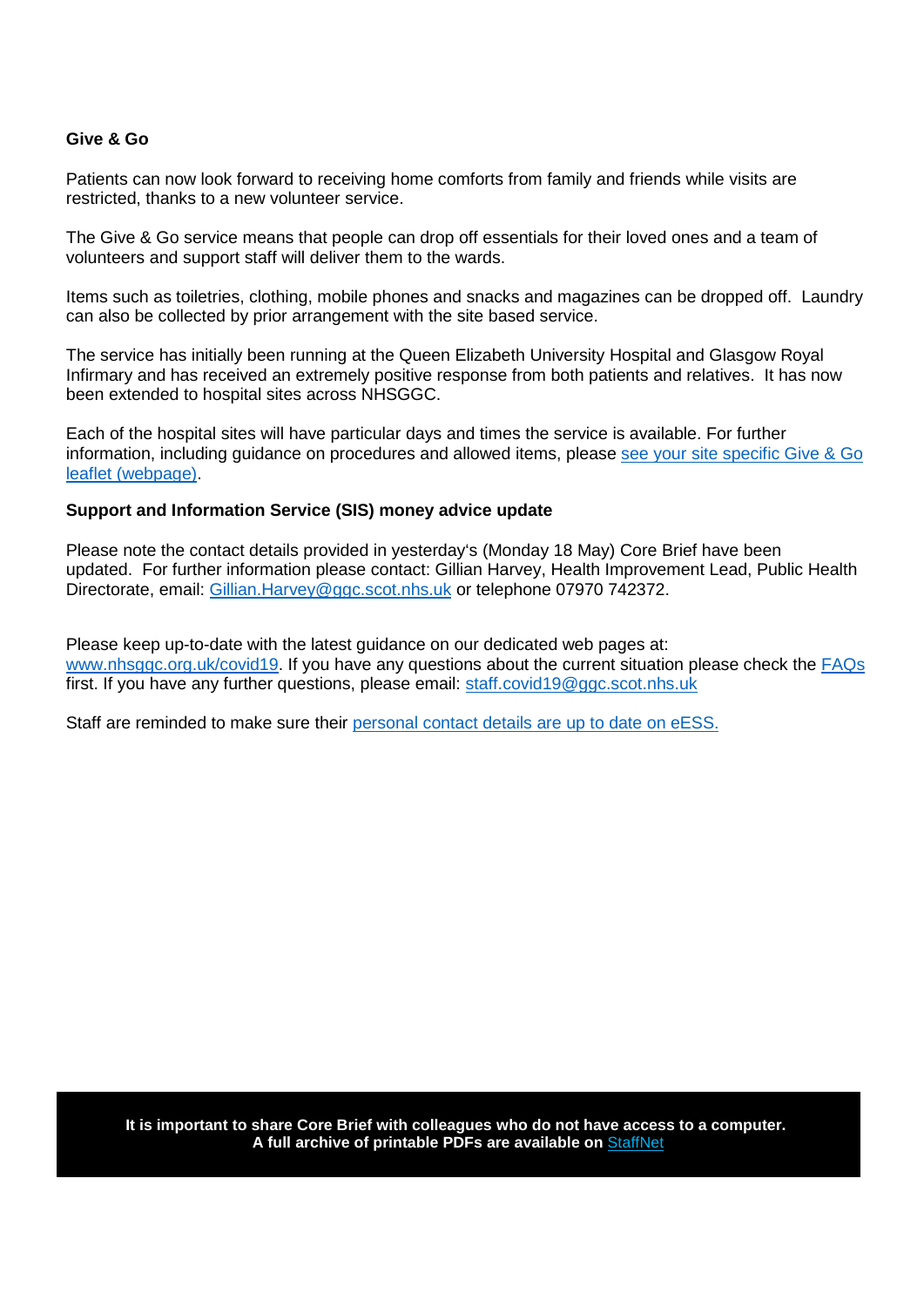**Give & Go**

Patients can now look forward to receiving home comforts from family and friends while visits are restricted, thanks to a new volunteer service.

The Give & Go service means that people can drop off essentials for their loved ones and a team of volunteers and support staff will deliver them to the wards.

Items such as toiletries, clothing, mobile phones and snacks and magazines can be dropped off. Laundry can also be collected by prior arrangement with the site based service.

The service has initially been running at the Queen Elizabeth University Hospital and Glasgow Royal Infirmary and has received an extremely positive response from both patients and relatives. It has now been extended to hospital sites across NHSGGC.

Each of the hospital sites will have particular days and times the service is available. For further information, including guidance on procedures and allowed items, please see your site specific Give & Go leaflet (webpage).

**Support and Information Service (SIS) money advice update**

Please note the contact details provided in yesterday's (Monday 18 May) Core Brief have been updated. For further information please contact: Gillian Harvey, Health Improvement Lead, Public Health Directorate, email: Gillian.Harvey@ggc.scot.nhs.uk or telephone 07970 742372.

Please keep up-to-date with the latest guidance on our dedicated web pages at: www.nhsggc.org.uk/covid19. If you have any questions about the current situation please check the FAQs first. If you have any further questions, please email: staff.covid19@ggc.scot.nhs.uk

Staff are reminded to make sure their personal contact details are up to date on eESS.

**It is important to share Core Brief with colleagues who do not have access to a computer.**
**A full archive of printable PDFs are available on StaffNet**